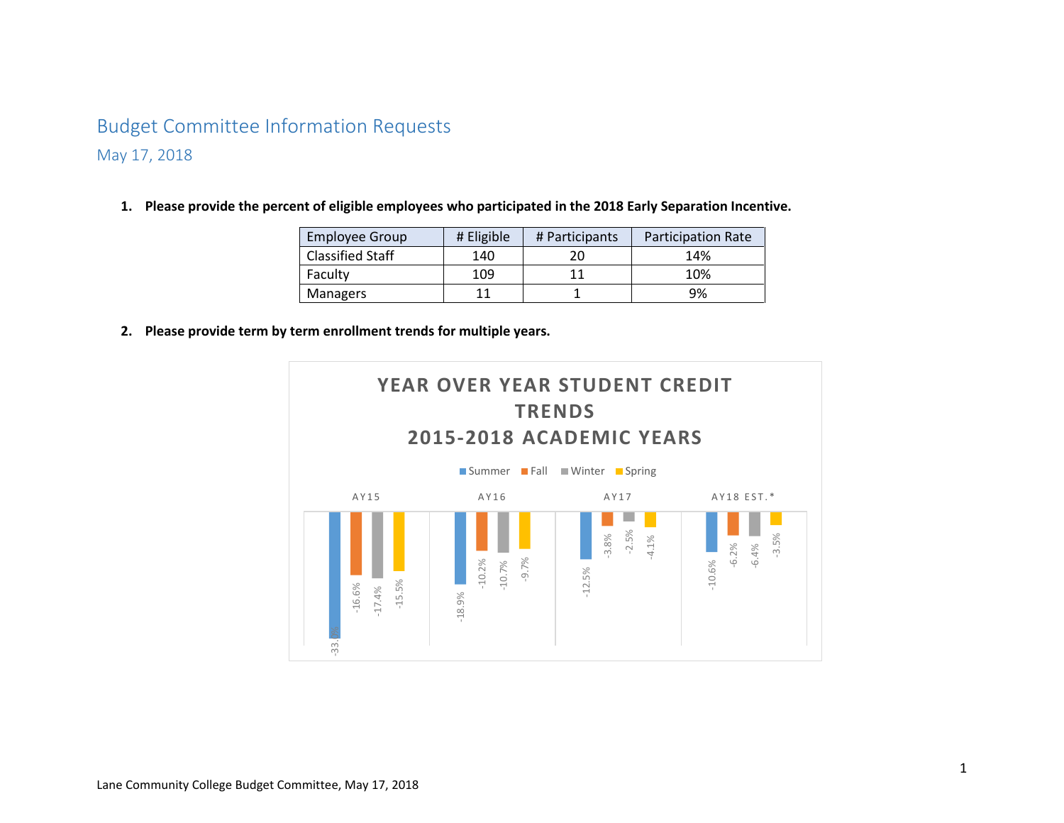# Budget Committee Information Requests

## May 17, 2018

**1. Please provide the percent of eligible employees who participated in the 2018 Early Separation Incentive.**

| Employee Group | # Eligible | # Participants | Participation Rate |
|---|---|---|---|
| Classified Staff | 140 | 20 | 14% |
| Faculty | 109 | 11 | 10% |
| Managers | 11 | 1 | 9% |

**2. Please provide term by term enrollment trends for multiple years.**

**YEAR OVER YEAR STUDENT CREDIT TRENDS 2015-2018 ACADEMIC YEARS**

| | Summer | Fall | Winter | Spring |
|---|---|---|---|---|
| AY15 | -33.% | -16.6% | -17.4% | -15.5% |
| AY16 | -18.9% | -10.2% | -10.7% | -9.7% |
| AY17 | -12.5% | -3.8% | -2.5% | -4.1% |
| AY18 EST.* | -10.6% | -6.2% | -6.4% | -3.5% |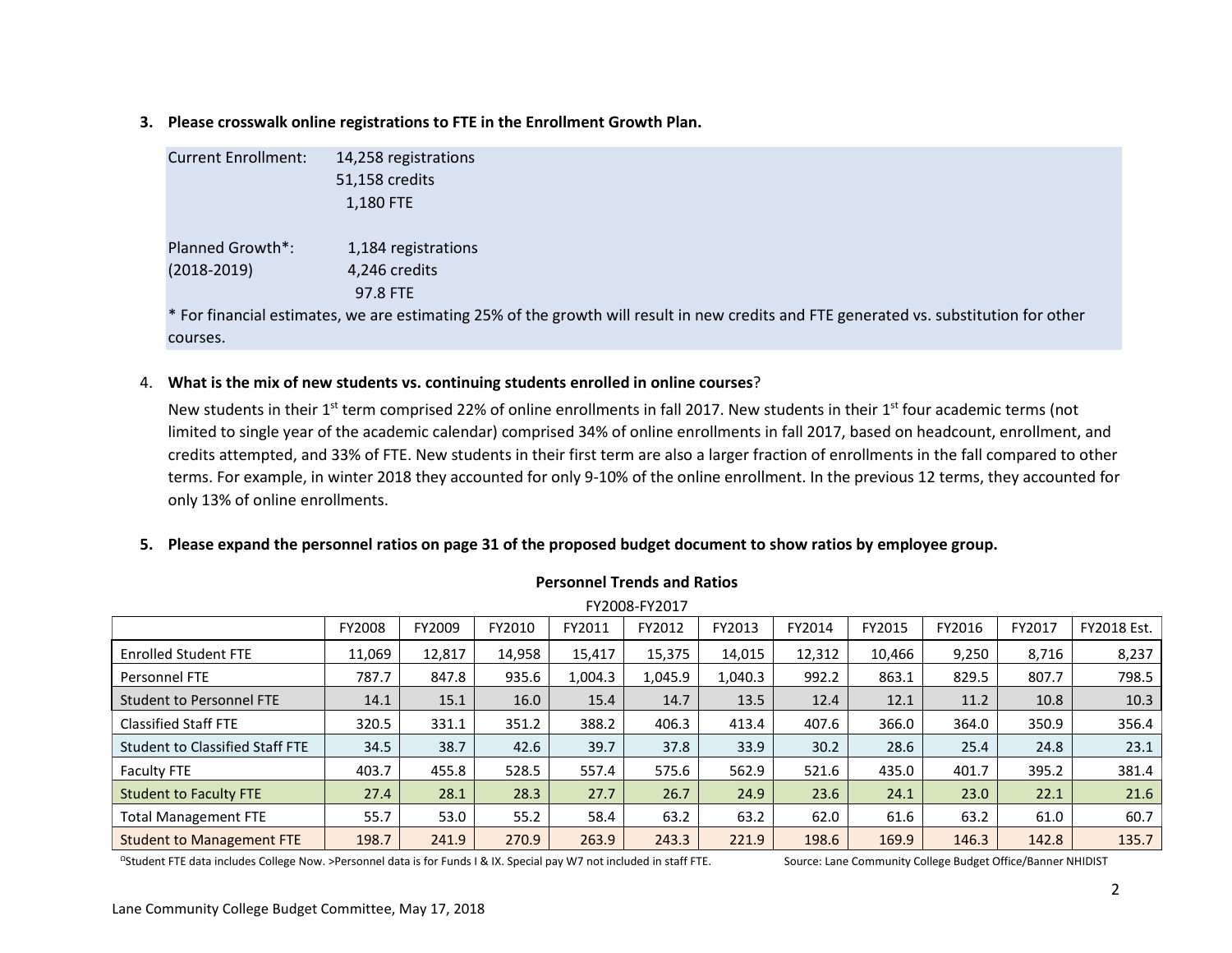3. **Please crosswalk online registrations to FTE in the Enrollment Growth Plan.**

Current Enrollment: 14,258 registrations
51,158 credits
1,180 FTE

Planned Growth*: 1,184 registrations
(2018-2019) 4,246 credits
97.8 FTE

* For financial estimates, we are estimating 25% of the growth will result in new credits and FTE generated vs. substitution for other courses.

4. **What is the mix of new students vs. continuing students enrolled in online courses**?

New students in their 1st term comprised 22% of online enrollments in fall 2017. New students in their 1st four academic terms (not limited to single year of the academic calendar) comprised 34% of online enrollments in fall 2017, based on headcount, enrollment, and credits attempted, and 33% of FTE. New students in their first term are also a larger fraction of enrollments in the fall compared to other terms. For example, in winter 2018 they accounted for only 9-10% of the online enrollment. In the previous 12 terms, they accounted for only 13% of online enrollments.

5. **Please expand the personnel ratios on page 31 of the proposed budget document to show ratios by employee group.**

**Personnel Trends and Ratios**

FY2008-FY2017

| | FY2008 | FY2009 | FY2010 | FY2011 | FY2012 | FY2013 | FY2014 | FY2015 | FY2016 | FY2017 | FY2018 Est. |
|---|---|---|---|---|---|---|---|---|---|---|---|
| Enrolled Student FTE | 11,069 | 12,817 | 14,958 | 15,417 | 15,375 | 14,015 | 12,312 | 10,466 | 9,250 | 8,716 | 8,237 |
| Personnel FTE | 787.7 | 847.8 | 935.6 | 1,004.3 | 1,045.9 | 1,040.3 | 992.2 | 863.1 | 829.5 | 807.7 | 798.5 |
| Student to Personnel FTE | 14.1 | 15.1 | 16.0 | 15.4 | 14.7 | 13.5 | 12.4 | 12.1 | 11.2 | 10.8 | 10.3 |
| Classified Staff FTE | 320.5 | 331.1 | 351.2 | 388.2 | 406.3 | 413.4 | 407.6 | 366.0 | 364.0 | 350.9 | 356.4 |
| Student to Classified Staff FTE | 34.5 | 38.7 | 42.6 | 39.7 | 37.8 | 33.9 | 30.2 | 28.6 | 25.4 | 24.8 | 23.1 |
| Faculty FTE | 403.7 | 455.8 | 528.5 | 557.4 | 575.6 | 562.9 | 521.6 | 435.0 | 401.7 | 395.2 | 381.4 |
| Student to Faculty FTE | 27.4 | 28.1 | 28.3 | 27.7 | 26.7 | 24.9 | 23.6 | 24.1 | 23.0 | 22.1 | 21.6 |
| Total Management FTE | 55.7 | 53.0 | 55.2 | 58.4 | 63.2 | 63.2 | 62.0 | 61.6 | 63.2 | 61.0 | 60.7 |
| Student to Management FTE | 198.7 | 241.9 | 270.9 | 263.9 | 243.3 | 221.9 | 198.6 | 169.9 | 146.3 | 142.8 | 135.7 |

[D]Student FTE data includes College Now. >Personnel data is for Funds I & IX. Special pay W7 not included in staff FTE. Source: Lane Community College Budget Office/Banner NHIDIST

Lane Community College Budget Committee, May 17, 2018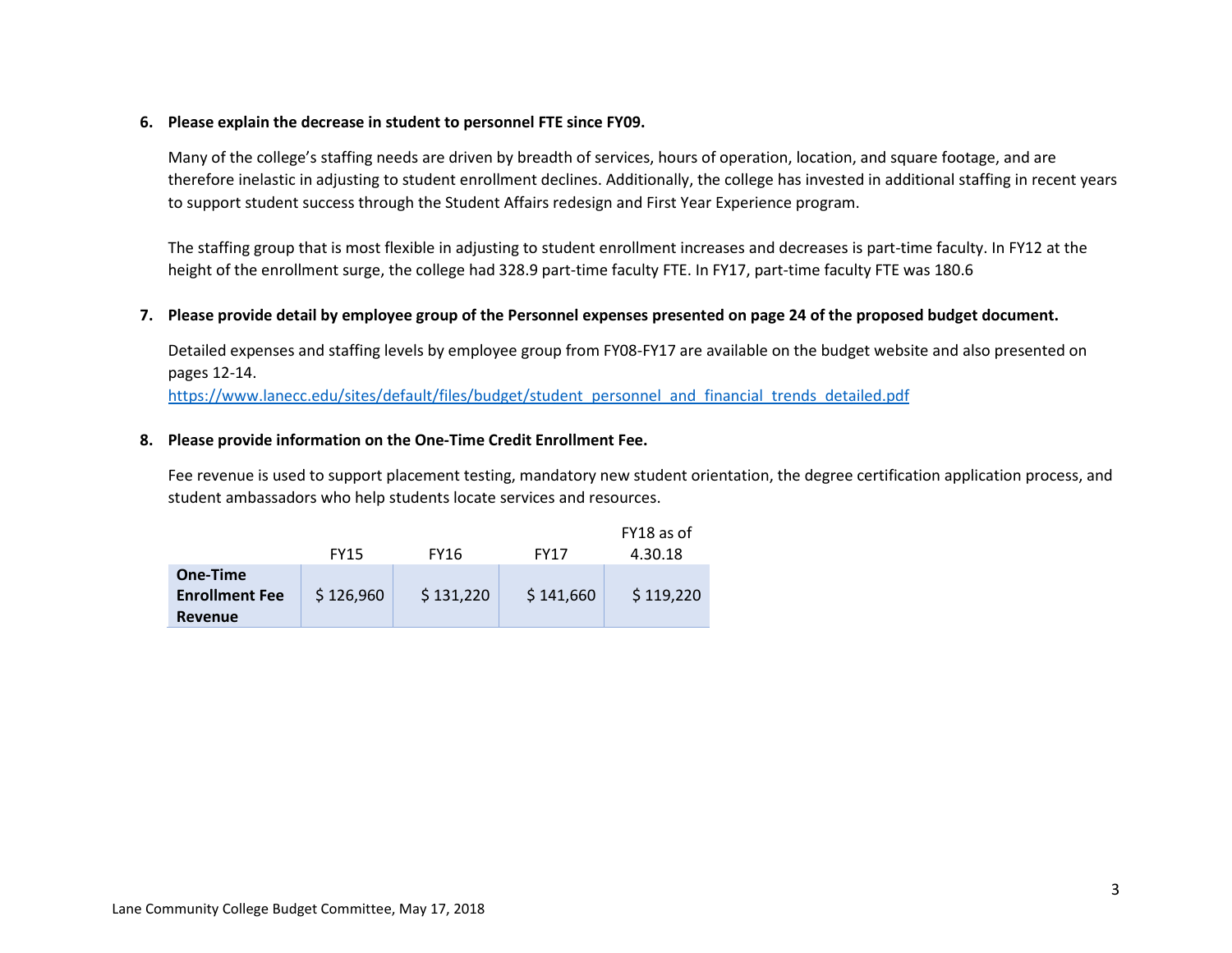6. **Please explain the decrease in student to personnel FTE since FY09.**

   Many of the college's staffing needs are driven by breadth of services, hours of operation, location, and square footage, and are therefore inelastic in adjusting to student enrollment declines. Additionally, the college has invested in additional staffing in recent years to support student success through the Student Affairs redesign and First Year Experience program.

   The staffing group that is most flexible in adjusting to student enrollment increases and decreases is part-time faculty. In FY12 at the height of the enrollment surge, the college had 328.9 part-time faculty FTE. In FY17, part-time faculty FTE was 180.6

7. **Please provide detail by employee group of the Personnel expenses presented on page 24 of the proposed budget document.**

   Detailed expenses and staffing levels by employee group from FY08-FY17 are available on the budget website and also presented on pages 12-14.
   https://www.lanecc.edu/sites/default/files/budget/student_personnel_and_financial_trends_detailed.pdf

8. **Please provide information on the One-Time Credit Enrollment Fee.**

   Fee revenue is used to support placement testing, mandatory new student orientation, the degree certification application process, and student ambassadors who help students locate services and resources.

| | FY15 | FY16 | FY17 | FY18 as of 4.30.18 |
|---|---|---|---|---|
| **One-Time Enrollment Fee Revenue** | $ 126,960 | $ 131,220 | $ 141,660 | $ 119,220 |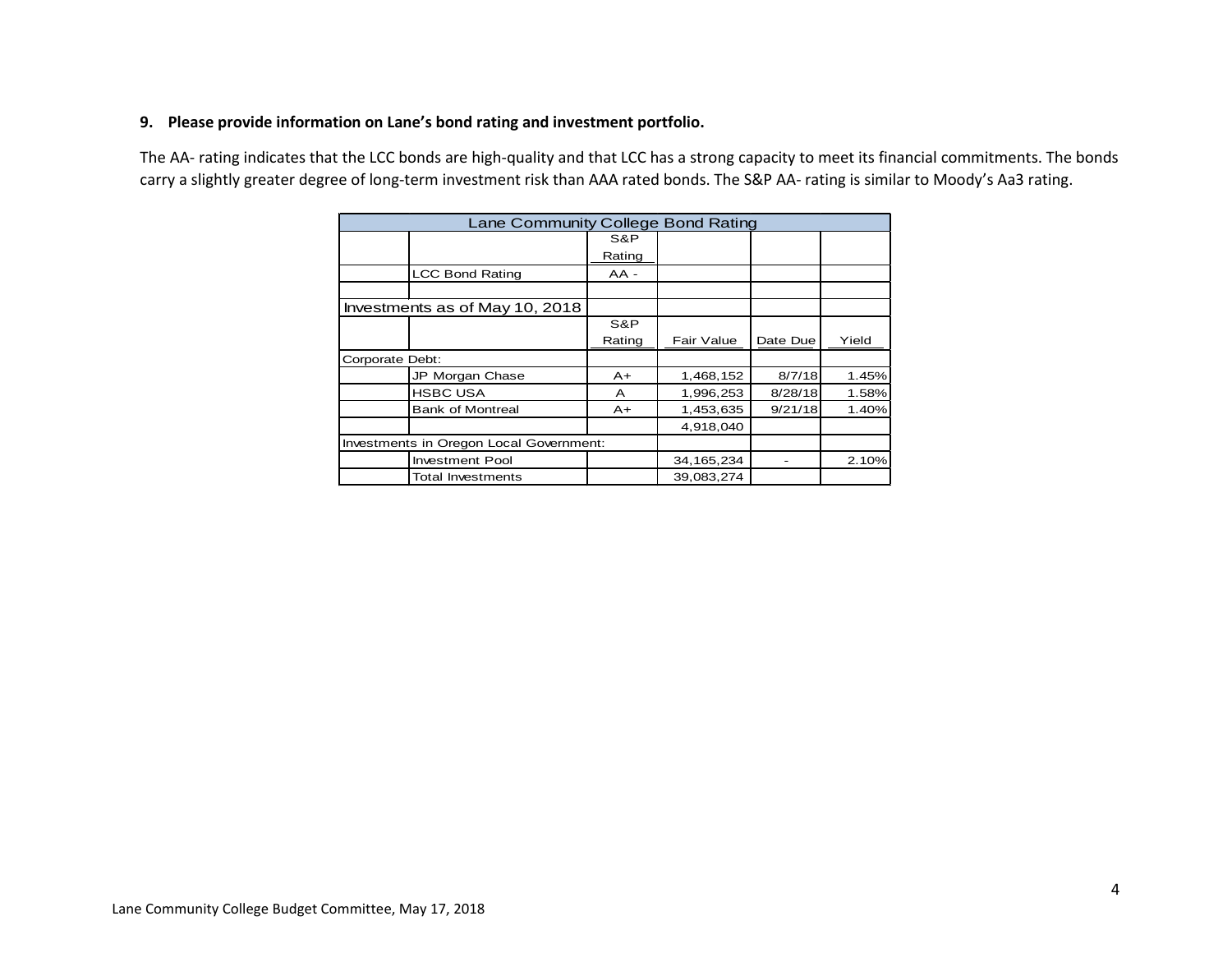**9. Please provide information on Lane's bond rating and investment portfolio.**

The AA- rating indicates that the LCC bonds are high-quality and that LCC has a strong capacity to meet its financial commitments. The bonds carry a slightly greater degree of long-term investment risk than AAA rated bonds. The S&P AA- rating is similar to Moody's Aa3 rating.

| Lane Community College Bond Rating | | | | | |
|---|---|---|---|---|---|
| | | S&P Rating | | | |
| | LCC Bond Rating | AA - | | | |
| | | | | | |
| Investments as of May 10, 2018 | | | | | |
| | | S&P Rating | Fair Value | Date Due | Yield |
| Corporate Debt: | | | | | |
| | JP Morgan Chase | A+ | 1,468,152 | 8/7/18 | 1.45% |
| | HSBC USA | A | 1,996,253 | 8/28/18 | 1.58% |
| | Bank of Montreal | A+ | 1,453,635 | 9/21/18 | 1.40% |
| | | | 4,918,040 | | |
| Investments in Oregon Local Government: | | | | | |
| | Investment Pool | | 34,165,234 | - | 2.10% |
| | Total Investments | | 39,083,274 | | |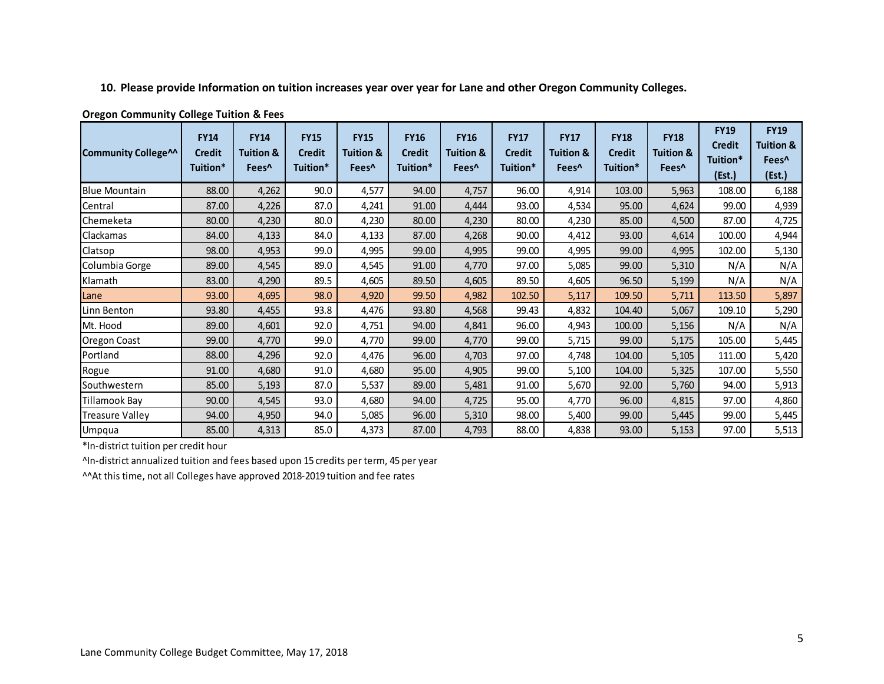**10. Please provide Information on tuition increases year over year for Lane and other Oregon Community Colleges.**

**Oregon Community College Tuition & Fees**

| Community College^^ | FY14 Credit Tuition* | FY14 Tuition & Fees^ | FY15 Credit Tuition* | FY15 Tuition & Fees^ | FY16 Credit Tuition* | FY16 Tuition & Fees^ | FY17 Credit Tuition* | FY17 Tuition & Fees^ | FY18 Credit Tuition* | FY18 Tuition & Fees^ | FY19 Credit Tuition* (Est.) | FY19 Tuition & Fees^ (Est.) |
|---|---|---|---|---|---|---|---|---|---|---|---|---|
| Blue Mountain | 88.00 | 4,262 | 90.0 | 4,577 | 94.00 | 4,757 | 96.00 | 4,914 | 103.00 | 5,963 | 108.00 | 6,188 |
| Central | 87.00 | 4,226 | 87.0 | 4,241 | 91.00 | 4,444 | 93.00 | 4,534 | 95.00 | 4,624 | 99.00 | 4,939 |
| Chemeketa | 80.00 | 4,230 | 80.0 | 4,230 | 80.00 | 4,230 | 80.00 | 4,230 | 85.00 | 4,500 | 87.00 | 4,725 |
| Clackamas | 84.00 | 4,133 | 84.0 | 4,133 | 87.00 | 4,268 | 90.00 | 4,412 | 93.00 | 4,614 | 100.00 | 4,944 |
| Clatsop | 98.00 | 4,953 | 99.0 | 4,995 | 99.00 | 4,995 | 99.00 | 4,995 | 99.00 | 4,995 | 102.00 | 5,130 |
| Columbia Gorge | 89.00 | 4,545 | 89.0 | 4,545 | 91.00 | 4,770 | 97.00 | 5,085 | 99.00 | 5,310 | N/A | N/A |
| Klamath | 83.00 | 4,290 | 89.5 | 4,605 | 89.50 | 4,605 | 89.50 | 4,605 | 96.50 | 5,199 | N/A | N/A |
| Lane | 93.00 | 4,695 | 98.0 | 4,920 | 99.50 | 4,982 | 102.50 | 5,117 | 109.50 | 5,711 | 113.50 | 5,897 |
| Linn Benton | 93.80 | 4,455 | 93.8 | 4,476 | 93.80 | 4,568 | 99.43 | 4,832 | 104.40 | 5,067 | 109.10 | 5,290 |
| Mt. Hood | 89.00 | 4,601 | 92.0 | 4,751 | 94.00 | 4,841 | 96.00 | 4,943 | 100.00 | 5,156 | N/A | N/A |
| Oregon Coast | 99.00 | 4,770 | 99.0 | 4,770 | 99.00 | 4,770 | 99.00 | 5,715 | 99.00 | 5,175 | 105.00 | 5,445 |
| Portland | 88.00 | 4,296 | 92.0 | 4,476 | 96.00 | 4,703 | 97.00 | 4,748 | 104.00 | 5,105 | 111.00 | 5,420 |
| Rogue | 91.00 | 4,680 | 91.0 | 4,680 | 95.00 | 4,905 | 99.00 | 5,100 | 104.00 | 5,325 | 107.00 | 5,550 |
| Southwestern | 85.00 | 5,193 | 87.0 | 5,537 | 89.00 | 5,481 | 91.00 | 5,670 | 92.00 | 5,760 | 94.00 | 5,913 |
| Tillamook Bay | 90.00 | 4,545 | 93.0 | 4,680 | 94.00 | 4,725 | 95.00 | 4,770 | 96.00 | 4,815 | 97.00 | 4,860 |
| Treasure Valley | 94.00 | 4,950 | 94.0 | 5,085 | 96.00 | 5,310 | 98.00 | 5,400 | 99.00 | 5,445 | 99.00 | 5,445 |
| Umpqua | 85.00 | 4,313 | 85.0 | 4,373 | 87.00 | 4,793 | 88.00 | 4,838 | 93.00 | 5,153 | 97.00 | 5,513 |

*In-district tuition per credit hour

^In-district annualized tuition and fees based upon 15 credits per term, 45 per year

^^At this time, not all Colleges have approved 2018-2019 tuition and fee rates

Lane Community College Budget Committee, May 17, 2018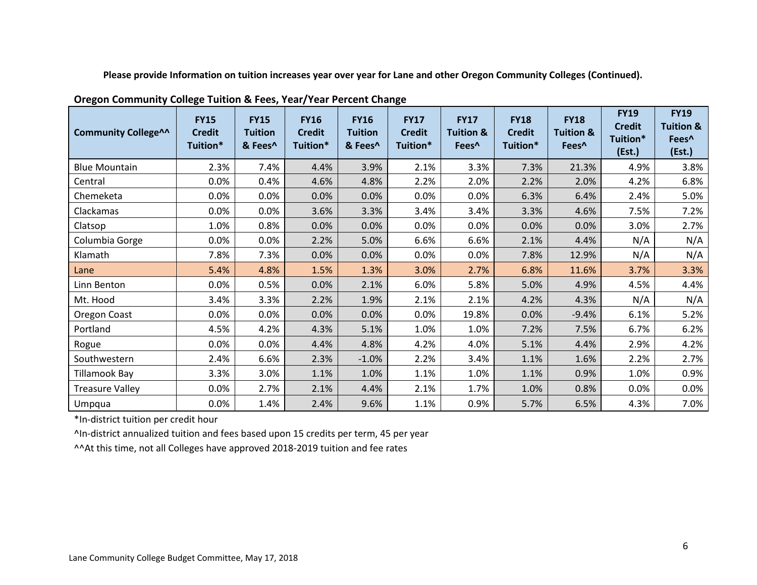**Please provide Information on tuition increases year over year for Lane and other Oregon Community Colleges (Continued).**

**Oregon Community College Tuition & Fees, Year/Year Percent Change**

| Community College^^ | FY15 Credit Tuition* | FY15 Tuition & Fees^ | FY16 Credit Tuition* | FY16 Tuition & Fees^ | FY17 Credit Tuition* | FY17 Tuition & Fees^ | FY18 Credit Tuition* | FY18 Tuition & Fees^ | FY19 Credit Tuition* (Est.) | FY19 Tuition & Fees^ (Est.) |
|---|---|---|---|---|---|---|---|---|---|---|
| Blue Mountain | 2.3% | 7.4% | 4.4% | 3.9% | 2.1% | 3.3% | 7.3% | 21.3% | 4.9% | 3.8% |
| Central | 0.0% | 0.4% | 4.6% | 4.8% | 2.2% | 2.0% | 2.2% | 2.0% | 4.2% | 6.8% |
| Chemeketa | 0.0% | 0.0% | 0.0% | 0.0% | 0.0% | 0.0% | 6.3% | 6.4% | 2.4% | 5.0% |
| Clackamas | 0.0% | 0.0% | 3.6% | 3.3% | 3.4% | 3.4% | 3.3% | 4.6% | 7.5% | 7.2% |
| Clatsop | 1.0% | 0.8% | 0.0% | 0.0% | 0.0% | 0.0% | 0.0% | 0.0% | 3.0% | 2.7% |
| Columbia Gorge | 0.0% | 0.0% | 2.2% | 5.0% | 6.6% | 6.6% | 2.1% | 4.4% | N/A | N/A |
| Klamath | 7.8% | 7.3% | 0.0% | 0.0% | 0.0% | 0.0% | 7.8% | 12.9% | N/A | N/A |
| Lane | 5.4% | 4.8% | 1.5% | 1.3% | 3.0% | 2.7% | 6.8% | 11.6% | 3.7% | 3.3% |
| Linn Benton | 0.0% | 0.5% | 0.0% | 2.1% | 6.0% | 5.8% | 5.0% | 4.9% | 4.5% | 4.4% |
| Mt. Hood | 3.4% | 3.3% | 2.2% | 1.9% | 2.1% | 2.1% | 4.2% | 4.3% | N/A | N/A |
| Oregon Coast | 0.0% | 0.0% | 0.0% | 0.0% | 0.0% | 19.8% | 0.0% | -9.4% | 6.1% | 5.2% |
| Portland | 4.5% | 4.2% | 4.3% | 5.1% | 1.0% | 1.0% | 7.2% | 7.5% | 6.7% | 6.2% |
| Rogue | 0.0% | 0.0% | 4.4% | 4.8% | 4.2% | 4.0% | 5.1% | 4.4% | 2.9% | 4.2% |
| Southwestern | 2.4% | 6.6% | 2.3% | -1.0% | 2.2% | 3.4% | 1.1% | 1.6% | 2.2% | 2.7% |
| Tillamook Bay | 3.3% | 3.0% | 1.1% | 1.0% | 1.1% | 1.0% | 1.1% | 0.9% | 1.0% | 0.9% |
| Treasure Valley | 0.0% | 2.7% | 2.1% | 4.4% | 2.1% | 1.7% | 1.0% | 0.8% | 0.0% | 0.0% |
| Umpqua | 0.0% | 1.4% | 2.4% | 9.6% | 1.1% | 0.9% | 5.7% | 6.5% | 4.3% | 7.0% |

*In-district tuition per credit hour

^In-district annualized tuition and fees based upon 15 credits per term, 45 per year

^^At this time, not all Colleges have approved 2018-2019 tuition and fee rates

Lane Community College Budget Committee, May 17, 2018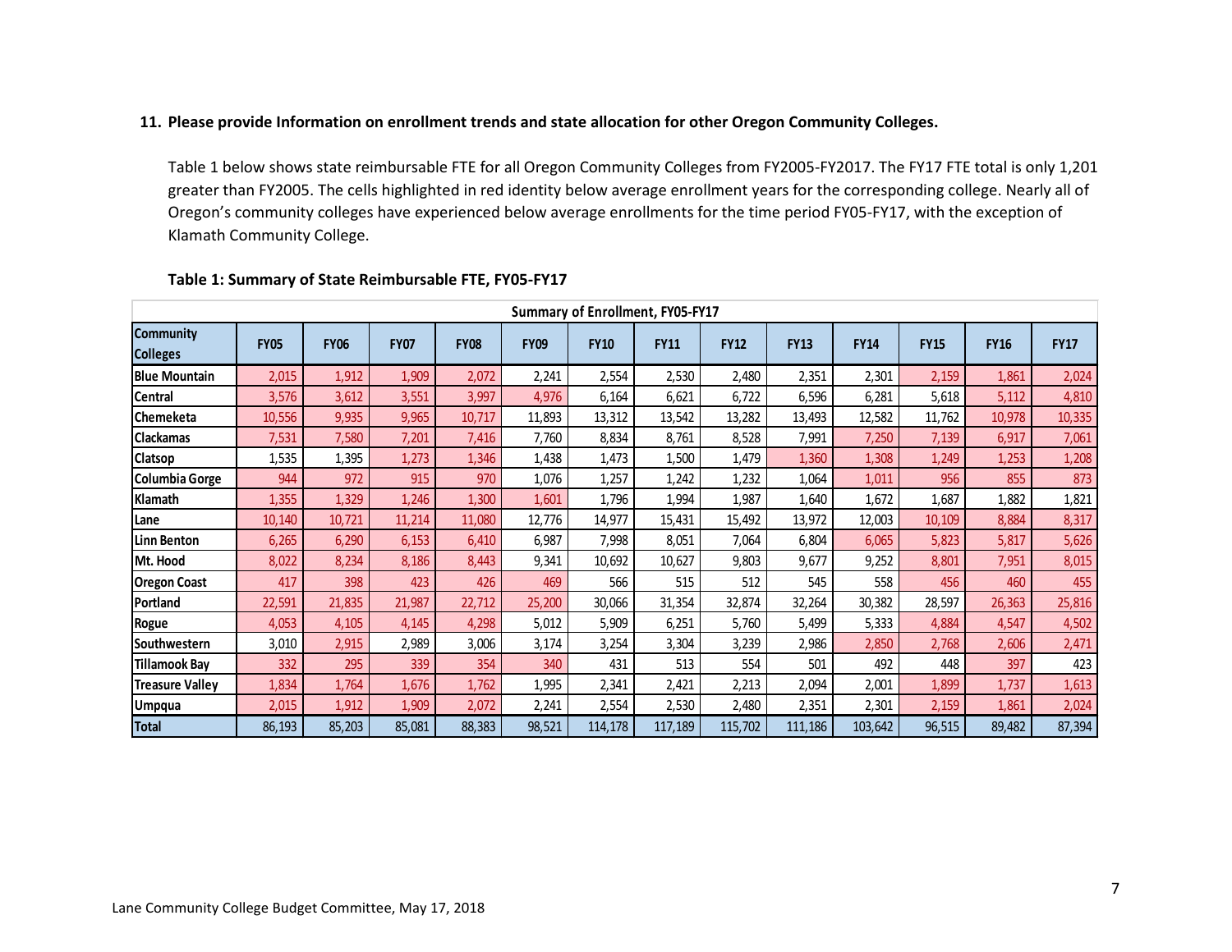**11. Please provide Information on enrollment trends and state allocation for other Oregon Community Colleges.**

Table 1 below shows state reimbursable FTE for all Oregon Community Colleges from FY2005-FY2017. The FY17 FTE total is only 1,201 greater than FY2005. The cells highlighted in red identity below average enrollment years for the corresponding college. Nearly all of Oregon's community colleges have experienced below average enrollments for the time period FY05-FY17, with the exception of Klamath Community College.

**Table 1: Summary of State Reimbursable FTE, FY05-FY17**

| Summary of Enrollment, FY05-FY17 | | | | | | | | | | | | | |
|---|---|---|---|---|---|---|---|---|---|---|---|---|---|
| Community Colleges | FY05 | FY06 | FY07 | FY08 | FY09 | FY10 | FY11 | FY12 | FY13 | FY14 | FY15 | FY16 | FY17 |
| Blue Mountain | 2,015 | 1,912 | 1,909 | 2,072 | 2,241 | 2,554 | 2,530 | 2,480 | 2,351 | 2,301 | 2,159 | 1,861 | 2,024 |
| Central | 3,576 | 3,612 | 3,551 | 3,997 | 4,976 | 6,164 | 6,621 | 6,722 | 6,596 | 6,281 | 5,618 | 5,112 | 4,810 |
| Chemeketa | 10,556 | 9,935 | 9,965 | 10,717 | 11,893 | 13,312 | 13,542 | 13,282 | 13,493 | 12,582 | 11,762 | 10,978 | 10,335 |
| Clackamas | 7,531 | 7,580 | 7,201 | 7,416 | 7,760 | 8,834 | 8,761 | 8,528 | 7,991 | 7,250 | 7,139 | 6,917 | 7,061 |
| Clatsop | 1,535 | 1,395 | 1,273 | 1,346 | 1,438 | 1,473 | 1,500 | 1,479 | 1,360 | 1,308 | 1,249 | 1,253 | 1,208 |
| Columbia Gorge | 944 | 972 | 915 | 970 | 1,076 | 1,257 | 1,242 | 1,232 | 1,064 | 1,011 | 956 | 855 | 873 |
| Klamath | 1,355 | 1,329 | 1,246 | 1,300 | 1,601 | 1,796 | 1,994 | 1,987 | 1,640 | 1,672 | 1,687 | 1,882 | 1,821 |
| Lane | 10,140 | 10,721 | 11,214 | 11,080 | 12,776 | 14,977 | 15,431 | 15,492 | 13,972 | 12,003 | 10,109 | 8,884 | 8,317 |
| Linn Benton | 6,265 | 6,290 | 6,153 | 6,410 | 6,987 | 7,998 | 8,051 | 7,064 | 6,804 | 6,065 | 5,823 | 5,817 | 5,626 |
| Mt. Hood | 8,022 | 8,234 | 8,186 | 8,443 | 9,341 | 10,692 | 10,627 | 9,803 | 9,677 | 9,252 | 8,801 | 7,951 | 8,015 |
| Oregon Coast | 417 | 398 | 423 | 426 | 469 | 566 | 515 | 512 | 545 | 558 | 456 | 460 | 455 |
| Portland | 22,591 | 21,835 | 21,987 | 22,712 | 25,200 | 30,066 | 31,354 | 32,874 | 32,264 | 30,382 | 28,597 | 26,363 | 25,816 |
| Rogue | 4,053 | 4,105 | 4,145 | 4,298 | 5,012 | 5,909 | 6,251 | 5,760 | 5,499 | 5,333 | 4,884 | 4,547 | 4,502 |
| Southwestern | 3,010 | 2,915 | 2,989 | 3,006 | 3,174 | 3,254 | 3,304 | 3,239 | 2,986 | 2,850 | 2,768 | 2,606 | 2,471 |
| Tillamook Bay | 332 | 295 | 339 | 354 | 340 | 431 | 513 | 554 | 501 | 492 | 448 | 397 | 423 |
| Treasure Valley | 1,834 | 1,764 | 1,676 | 1,762 | 1,995 | 2,341 | 2,421 | 2,213 | 2,094 | 2,001 | 1,899 | 1,737 | 1,613 |
| Umpqua | 2,015 | 1,912 | 1,909 | 2,072 | 2,241 | 2,554 | 2,530 | 2,480 | 2,351 | 2,301 | 2,159 | 1,861 | 2,024 |
| Total | 86,193 | 85,203 | 85,081 | 88,383 | 98,521 | 114,178 | 117,189 | 115,702 | 111,186 | 103,642 | 96,515 | 89,482 | 87,394 |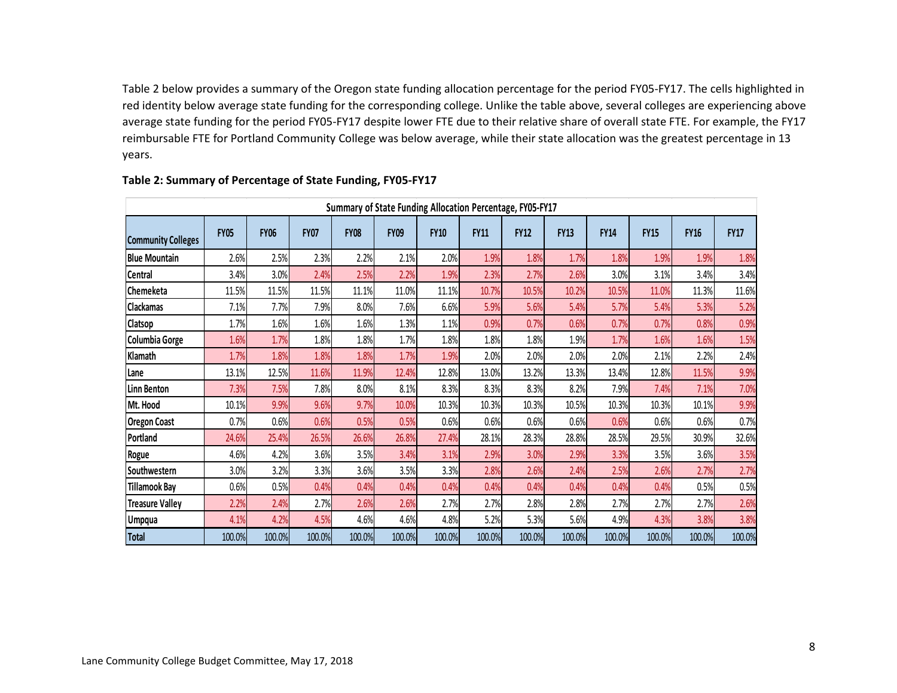Table 2 below provides a summary of the Oregon state funding allocation percentage for the period FY05-FY17. The cells highlighted in red identity below average state funding for the corresponding college. Unlike the table above, several colleges are experiencing above average state funding for the period FY05-FY17 despite lower FTE due to their relative share of overall state FTE. For example, the FY17 reimbursable FTE for Portland Community College was below average, while their state allocation was the greatest percentage in 13 years.

**Table 2: Summary of Percentage of State Funding, FY05-FY17**

| Summary of State Funding Allocation Percentage, FY05-FY17 | | | | | | | | | | | | | |
|---|---|---|---|---|---|---|---|---|---|---|---|---|---|
| **Community Colleges** | **FY05** | **FY06** | **FY07** | **FY08** | **FY09** | **FY10** | **FY11** | **FY12** | **FY13** | **FY14** | **FY15** | **FY16** | **FY17** |
| Blue Mountain | 2.6% | 2.5% | 2.3% | 2.2% | 2.1% | 2.0% | 1.9% | 1.8% | 1.7% | 1.8% | 1.9% | 1.9% | 1.8% |
| Central | 3.4% | 3.0% | 2.4% | 2.5% | 2.2% | 1.9% | 2.3% | 2.7% | 2.6% | 3.0% | 3.1% | 3.4% | 3.4% |
| Chemeketa | 11.5% | 11.5% | 11.5% | 11.1% | 11.0% | 11.1% | 10.7% | 10.5% | 10.2% | 10.5% | 11.0% | 11.3% | 11.6% |
| Clackamas | 7.1% | 7.7% | 7.9% | 8.0% | 7.6% | 6.6% | 5.9% | 5.6% | 5.4% | 5.7% | 5.4% | 5.3% | 5.2% |
| Clatsop | 1.7% | 1.6% | 1.6% | 1.6% | 1.3% | 1.1% | 0.9% | 0.7% | 0.6% | 0.7% | 0.7% | 0.8% | 0.9% |
| Columbia Gorge | 1.6% | 1.7% | 1.8% | 1.8% | 1.7% | 1.8% | 1.8% | 1.8% | 1.9% | 1.7% | 1.6% | 1.6% | 1.5% |
| Klamath | 1.7% | 1.8% | 1.8% | 1.8% | 1.7% | 1.9% | 2.0% | 2.0% | 2.0% | 2.0% | 2.1% | 2.2% | 2.4% |
| Lane | 13.1% | 12.5% | 11.6% | 11.9% | 12.4% | 12.8% | 13.0% | 13.2% | 13.3% | 13.4% | 12.8% | 11.5% | 9.9% |
| Linn Benton | 7.3% | 7.5% | 7.8% | 8.0% | 8.1% | 8.3% | 8.3% | 8.3% | 8.2% | 7.9% | 7.4% | 7.1% | 7.0% |
| Mt. Hood | 10.1% | 9.9% | 9.6% | 9.7% | 10.0% | 10.3% | 10.3% | 10.3% | 10.5% | 10.3% | 10.3% | 10.1% | 9.9% |
| Oregon Coast | 0.7% | 0.6% | 0.6% | 0.5% | 0.5% | 0.6% | 0.6% | 0.6% | 0.6% | 0.6% | 0.6% | 0.6% | 0.7% |
| Portland | 24.6% | 25.4% | 26.5% | 26.6% | 26.8% | 27.4% | 28.1% | 28.3% | 28.8% | 28.5% | 29.5% | 30.9% | 32.6% |
| Rogue | 4.6% | 4.2% | 3.6% | 3.5% | 3.4% | 3.1% | 2.9% | 3.0% | 2.9% | 3.3% | 3.5% | 3.6% | 3.5% |
| Southwestern | 3.0% | 3.2% | 3.3% | 3.6% | 3.5% | 3.3% | 2.8% | 2.6% | 2.4% | 2.5% | 2.6% | 2.7% | 2.7% |
| Tillamook Bay | 0.6% | 0.5% | 0.4% | 0.4% | 0.4% | 0.4% | 0.4% | 0.4% | 0.4% | 0.4% | 0.4% | 0.5% | 0.5% |
| Treasure Valley | 2.2% | 2.4% | 2.7% | 2.6% | 2.6% | 2.7% | 2.7% | 2.8% | 2.8% | 2.7% | 2.7% | 2.7% | 2.6% |
| Umpqua | 4.1% | 4.2% | 4.5% | 4.6% | 4.6% | 4.8% | 5.2% | 5.3% | 5.6% | 4.9% | 4.3% | 3.8% | 3.8% |
| **Total** | 100.0% | 100.0% | 100.0% | 100.0% | 100.0% | 100.0% | 100.0% | 100.0% | 100.0% | 100.0% | 100.0% | 100.0% | 100.0% |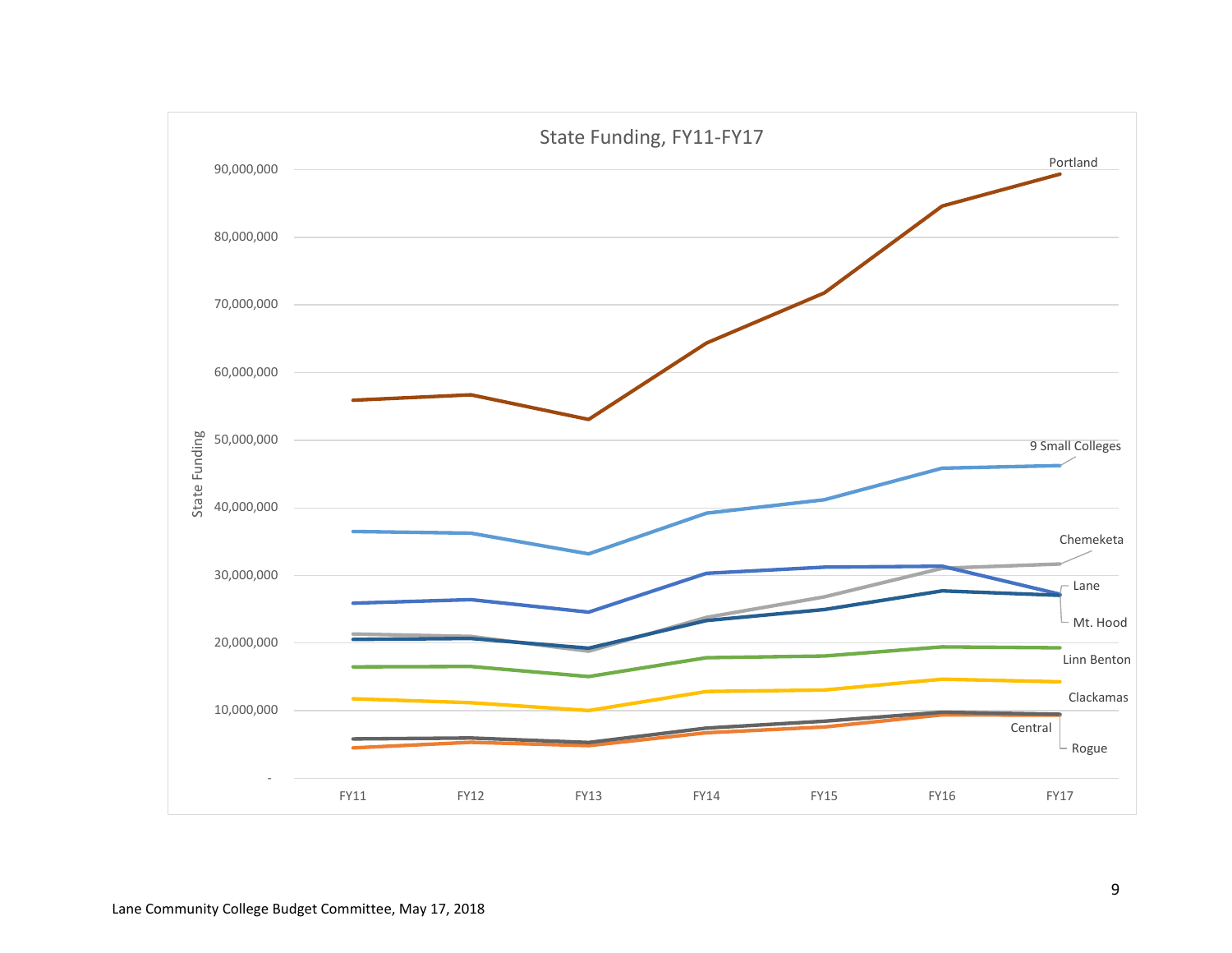State Funding, FY11-FY17

State Funding

90,000,000
80,000,000
70,000,000
60,000,000
50,000,000
40,000,000
30,000,000
20,000,000
10,000,000
-

FY11 FY12 FY13 FY14 FY15 FY16 FY17

Portland
9 Small Colleges
Chemeketa
Lane
Mt. Hood
Linn Benton
Clackamas
Central
Rogue

Lane Community College Budget Committee, May 17, 2018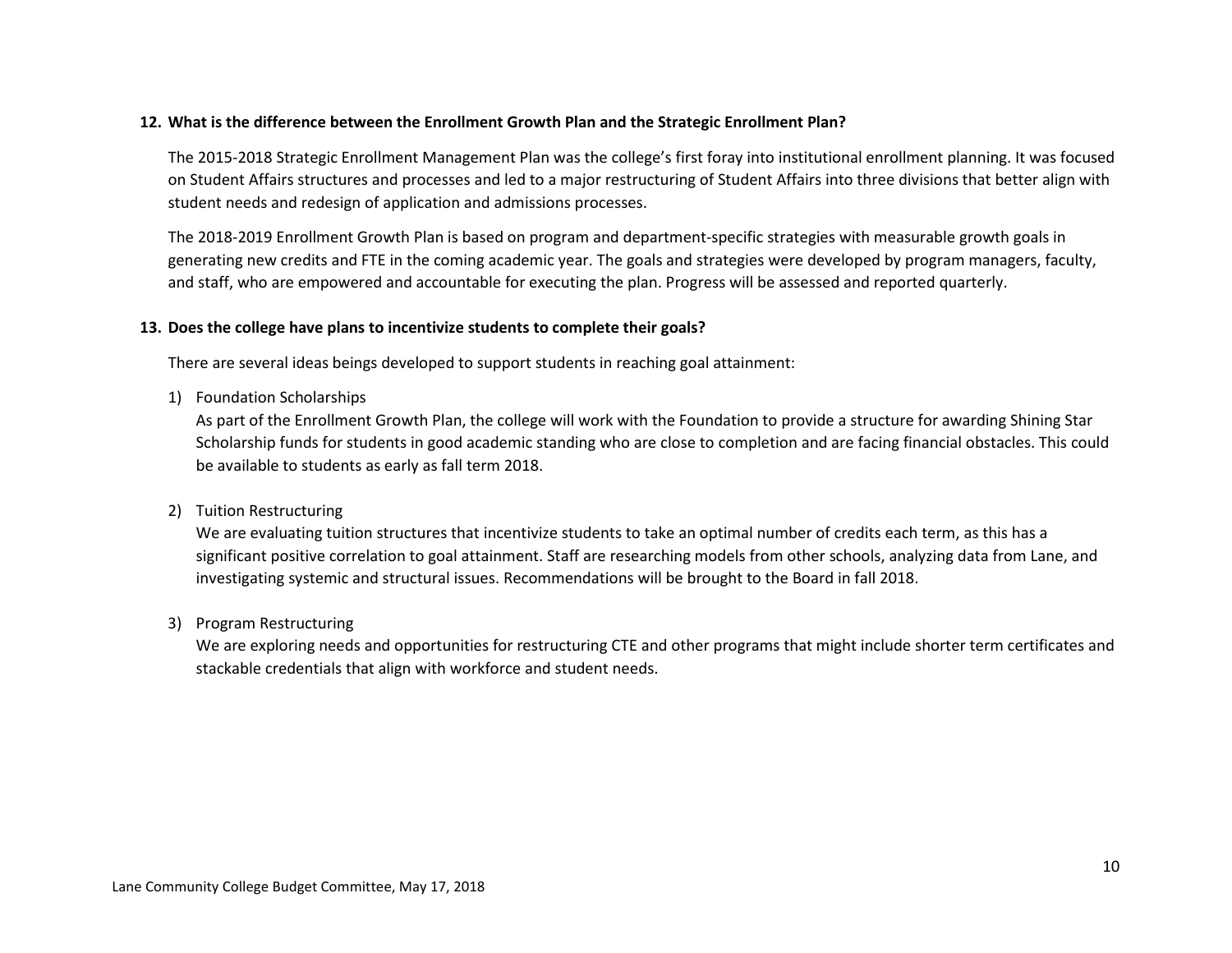**12. What is the difference between the Enrollment Growth Plan and the Strategic Enrollment Plan?**

The 2015-2018 Strategic Enrollment Management Plan was the college's first foray into institutional enrollment planning. It was focused on Student Affairs structures and processes and led to a major restructuring of Student Affairs into three divisions that better align with student needs and redesign of application and admissions processes.

The 2018-2019 Enrollment Growth Plan is based on program and department-specific strategies with measurable growth goals in generating new credits and FTE in the coming academic year. The goals and strategies were developed by program managers, faculty, and staff, who are empowered and accountable for executing the plan. Progress will be assessed and reported quarterly.

**13. Does the college have plans to incentivize students to complete their goals?**

There are several ideas beings developed to support students in reaching goal attainment:

1) Foundation Scholarships
   As part of the Enrollment Growth Plan, the college will work with the Foundation to provide a structure for awarding Shining Star Scholarship funds for students in good academic standing who are close to completion and are facing financial obstacles. This could be available to students as early as fall term 2018.

2) Tuition Restructuring
   We are evaluating tuition structures that incentivize students to take an optimal number of credits each term, as this has a significant positive correlation to goal attainment. Staff are researching models from other schools, analyzing data from Lane, and investigating systemic and structural issues. Recommendations will be brought to the Board in fall 2018.

3) Program Restructuring
   We are exploring needs and opportunities for restructuring CTE and other programs that might include shorter term certificates and stackable credentials that align with workforce and student needs.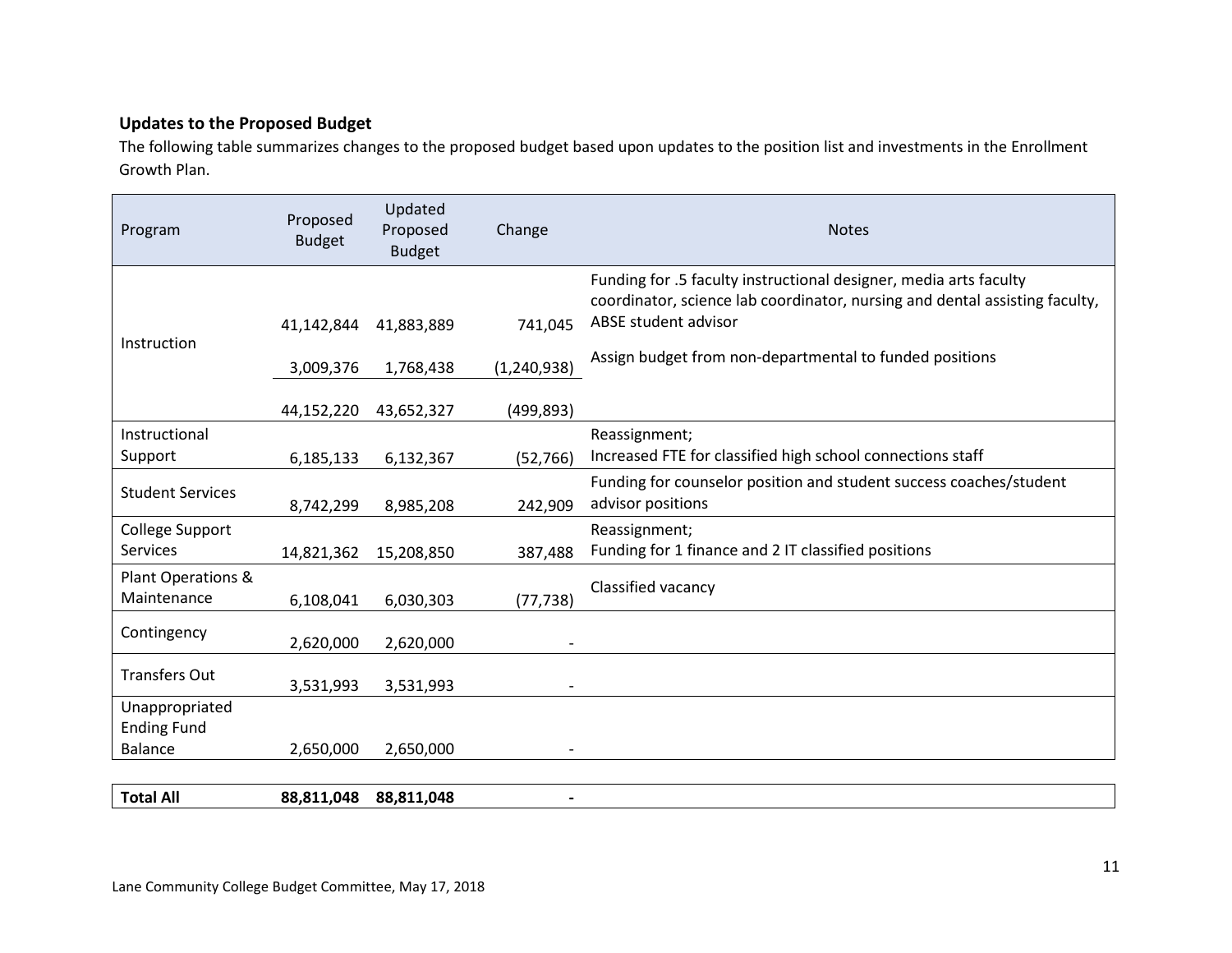**Updates to the Proposed Budget**

The following table summarizes changes to the proposed budget based upon updates to the position list and investments in the Enrollment Growth Plan.

| Program | Proposed Budget | Updated Proposed Budget | Change | Notes |
|---|---|---|---|---|
| Instruction | 41,142,844 | 41,883,889 | 741,045 | Funding for .5 faculty instructional designer, media arts faculty coordinator, science lab coordinator, nursing and dental assisting faculty, ABSE student advisor |
| | 3,009,376 | 1,768,438 | (1,240,938) | Assign budget from non-departmental to funded positions |
| | 44,152,220 | 43,652,327 | (499,893) | |
| Instructional Support | 6,185,133 | 6,132,367 | (52,766) | Reassignment; Increased FTE for classified high school connections staff |
| Student Services | 8,742,299 | 8,985,208 | 242,909 | Funding for counselor position and student success coaches/student advisor positions |
| College Support Services | 14,821,362 | 15,208,850 | 387,488 | Reassignment; Funding for 1 finance and 2 IT classified positions |
| Plant Operations & Maintenance | 6,108,041 | 6,030,303 | (77,738) | Classified vacancy |
| Contingency | 2,620,000 | 2,620,000 | - | |
| Transfers Out | 3,531,993 | 3,531,993 | - | |
| Unappropriated Ending Fund Balance | 2,650,000 | 2,650,000 | - | |
| **Total All** | **88,811,048** | **88,811,048** | **-** | |

Lane Community College Budget Committee, May 17, 2018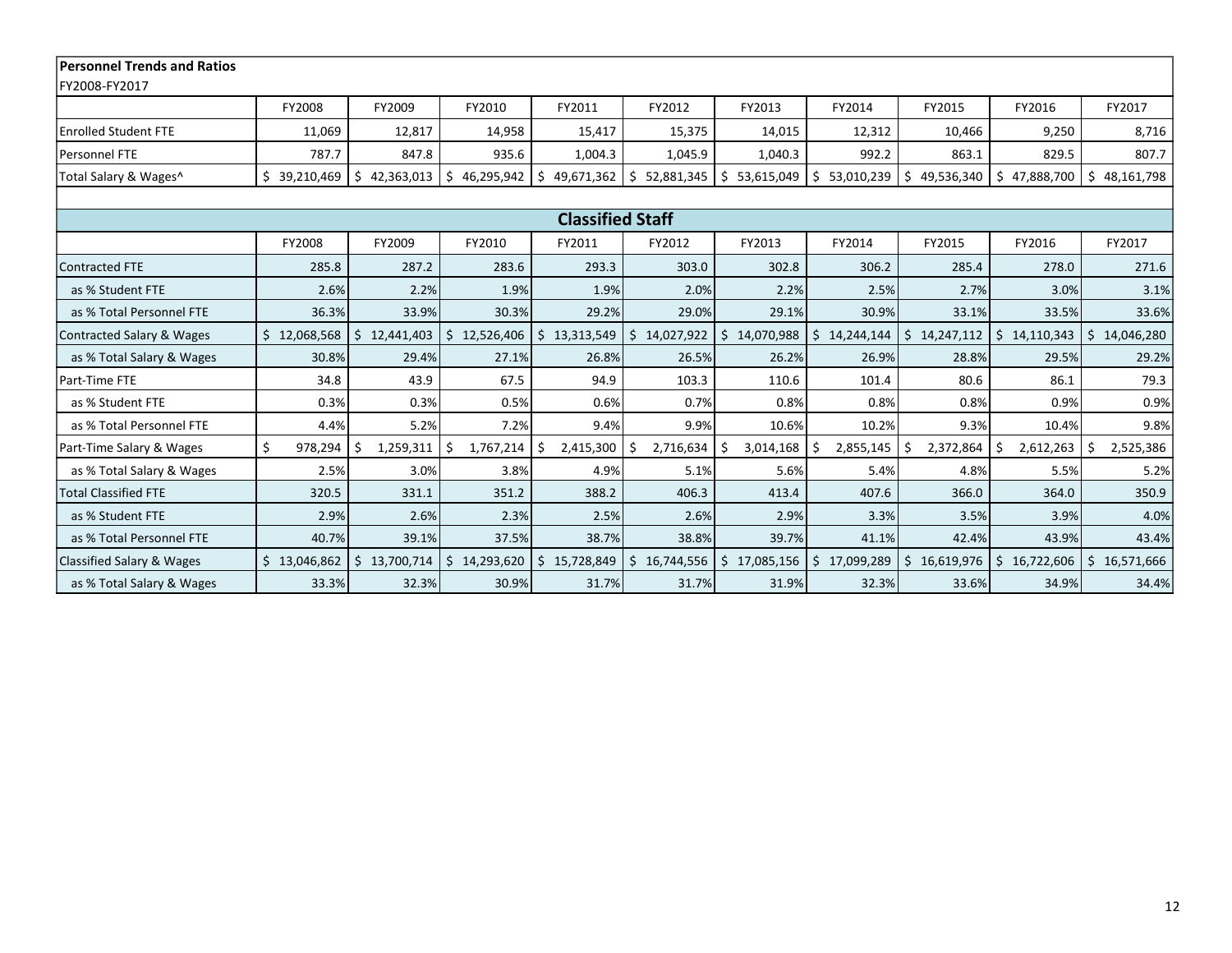**Personnel Trends and Ratios**

FY2008-FY2017

| | FY2008 | FY2009 | FY2010 | FY2011 | FY2012 | FY2013 | FY2014 | FY2015 | FY2016 | FY2017 |
|---|---|---|---|---|---|---|---|---|---|---|
| Enrolled Student FTE | 11,069 | 12,817 | 14,958 | 15,417 | 15,375 | 14,015 | 12,312 | 10,466 | 9,250 | 8,716 |
| Personnel FTE | 787.7 | 847.8 | 935.6 | 1,004.3 | 1,045.9 | 1,040.3 | 992.2 | 863.1 | 829.5 | 807.7 |
| Total Salary & Wages^ | $ 39,210,469 | $ 42,363,013 | $ 46,295,942 | $ 49,671,362 | $ 52,881,345 | $ 53,615,049 | $ 53,010,239 | $ 49,536,340 | $ 47,888,700 | $ 48,161,798 |

## Classified Staff

| | FY2008 | FY2009 | FY2010 | FY2011 | FY2012 | FY2013 | FY2014 | FY2015 | FY2016 | FY2017 |
|---|---|---|---|---|---|---|---|---|---|---|
| Contracted FTE | 285.8 | 287.2 | 283.6 | 293.3 | 303.0 | 302.8 | 306.2 | 285.4 | 278.0 | 271.6 |
| as % Student FTE | 2.6% | 2.2% | 1.9% | 1.9% | 2.0% | 2.2% | 2.5% | 2.7% | 3.0% | 3.1% |
| as % Total Personnel FTE | 36.3% | 33.9% | 30.3% | 29.2% | 29.0% | 29.1% | 30.9% | 33.1% | 33.5% | 33.6% |
| Contracted Salary & Wages | $ 12,068,568 | $ 12,441,403 | $ 12,526,406 | $ 13,313,549 | $ 14,027,922 | $ 14,070,988 | $ 14,244,144 | $ 14,247,112 | $ 14,110,343 | $ 14,046,280 |
| as % Total Salary & Wages | 30.8% | 29.4% | 27.1% | 26.8% | 26.5% | 26.2% | 26.9% | 28.8% | 29.5% | 29.2% |
| Part-Time FTE | 34.8 | 43.9 | 67.5 | 94.9 | 103.3 | 110.6 | 101.4 | 80.6 | 86.1 | 79.3 |
| as % Student FTE | 0.3% | 0.3% | 0.5% | 0.6% | 0.7% | 0.8% | 0.8% | 0.8% | 0.9% | 0.9% |
| as % Total Personnel FTE | 4.4% | 5.2% | 7.2% | 9.4% | 9.9% | 10.6% | 10.2% | 9.3% | 10.4% | 9.8% |
| Part-Time Salary & Wages | $ 978,294 | $ 1,259,311 | $ 1,767,214 | $ 2,415,300 | $ 2,716,634 | $ 3,014,168 | $ 2,855,145 | $ 2,372,864 | $ 2,612,263 | $ 2,525,386 |
| as % Total Salary & Wages | 2.5% | 3.0% | 3.8% | 4.9% | 5.1% | 5.6% | 5.4% | 4.8% | 5.5% | 5.2% |
| Total Classified FTE | 320.5 | 331.1 | 351.2 | 388.2 | 406.3 | 413.4 | 407.6 | 366.0 | 364.0 | 350.9 |
| as % Student FTE | 2.9% | 2.6% | 2.3% | 2.5% | 2.6% | 2.9% | 3.3% | 3.5% | 3.9% | 4.0% |
| as % Total Personnel FTE | 40.7% | 39.1% | 37.5% | 38.7% | 38.8% | 39.7% | 41.1% | 42.4% | 43.9% | 43.4% |
| Classified Salary & Wages | $ 13,046,862 | $ 13,700,714 | $ 14,293,620 | $ 15,728,849 | $ 16,744,556 | $ 17,085,156 | $ 17,099,289 | $ 16,619,976 | $ 16,722,606 | $ 16,571,666 |
| as % Total Salary & Wages | 33.3% | 32.3% | 30.9% | 31.7% | 31.7% | 31.9% | 32.3% | 33.6% | 34.9% | 34.4% |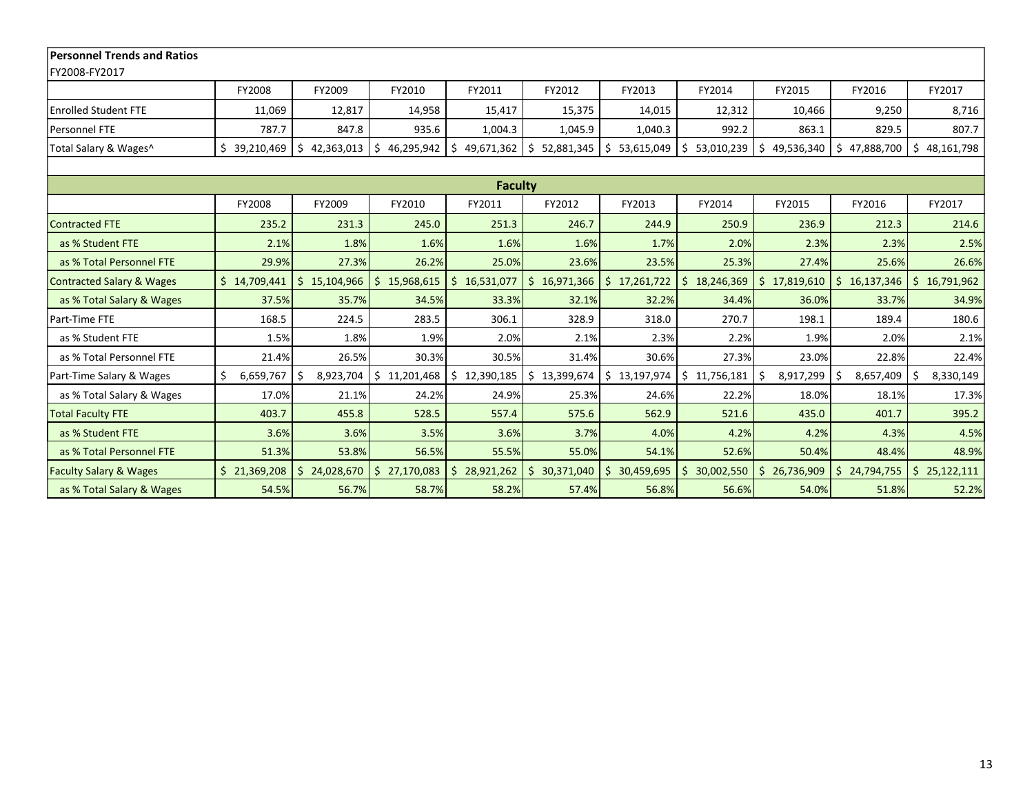**Personnel Trends and Ratios**

FY2008-FY2017

| | FY2008 | FY2009 | FY2010 | FY2011 | FY2012 | FY2013 | FY2014 | FY2015 | FY2016 | FY2017 |
|---|---|---|---|---|---|---|---|---|---|---|
| Enrolled Student FTE | 11,069 | 12,817 | 14,958 | 15,417 | 15,375 | 14,015 | 12,312 | 10,466 | 9,250 | 8,716 |
| Personnel FTE | 787.7 | 847.8 | 935.6 | 1,004.3 | 1,045.9 | 1,040.3 | 992.2 | 863.1 | 829.5 | 807.7 |
| Total Salary & Wages^ | $ 39,210,469 | $ 42,363,013 | $ 46,295,942 | $ 49,671,362 | $ 52,881,345 | $ 53,615,049 | $ 53,010,239 | $ 49,536,340 | $ 47,888,700 | $ 48,161,798 |

**Faculty**

| | FY2008 | FY2009 | FY2010 | FY2011 | FY2012 | FY2013 | FY2014 | FY2015 | FY2016 | FY2017 |
|---|---|---|---|---|---|---|---|---|---|---|
| Contracted FTE | 235.2 | 231.3 | 245.0 | 251.3 | 246.7 | 244.9 | 250.9 | 236.9 | 212.3 | 214.6 |
| as % Student FTE | 2.1% | 1.8% | 1.6% | 1.6% | 1.6% | 1.7% | 2.0% | 2.3% | 2.3% | 2.5% |
| as % Total Personnel FTE | 29.9% | 27.3% | 26.2% | 25.0% | 23.6% | 23.5% | 25.3% | 27.4% | 25.6% | 26.6% |
| Contracted Salary & Wages | $ 14,709,441 | $ 15,104,966 | $ 15,968,615 | $ 16,531,077 | $ 16,971,366 | $ 17,261,722 | $ 18,246,369 | $ 17,819,610 | $ 16,137,346 | $ 16,791,962 |
| as % Total Salary & Wages | 37.5% | 35.7% | 34.5% | 33.3% | 32.1% | 32.2% | 34.4% | 36.0% | 33.7% | 34.9% |
| Part-Time FTE | 168.5 | 224.5 | 283.5 | 306.1 | 328.9 | 318.0 | 270.7 | 198.1 | 189.4 | 180.6 |
| as % Student FTE | 1.5% | 1.8% | 1.9% | 2.0% | 2.1% | 2.3% | 2.2% | 1.9% | 2.0% | 2.1% |
| as % Total Personnel FTE | 21.4% | 26.5% | 30.3% | 30.5% | 31.4% | 30.6% | 27.3% | 23.0% | 22.8% | 22.4% |
| Part-Time Salary & Wages | $ 6,659,767 | $ 8,923,704 | $ 11,201,468 | $ 12,390,185 | $ 13,399,674 | $ 13,197,974 | $ 11,756,181 | $ 8,917,299 | $ 8,657,409 | $ 8,330,149 |
| as % Total Salary & Wages | 17.0% | 21.1% | 24.2% | 24.9% | 25.3% | 24.6% | 22.2% | 18.0% | 18.1% | 17.3% |
| Total Faculty FTE | 403.7 | 455.8 | 528.5 | 557.4 | 575.6 | 562.9 | 521.6 | 435.0 | 401.7 | 395.2 |
| as % Student FTE | 3.6% | 3.6% | 3.5% | 3.6% | 3.7% | 4.0% | 4.2% | 4.2% | 4.3% | 4.5% |
| as % Total Personnel FTE | 51.3% | 53.8% | 56.5% | 55.5% | 55.0% | 54.1% | 52.6% | 50.4% | 48.4% | 48.9% |
| Faculty Salary & Wages | $ 21,369,208 | $ 24,028,670 | $ 27,170,083 | $ 28,921,262 | $ 30,371,040 | $ 30,459,695 | $ 30,002,550 | $ 26,736,909 | $ 24,794,755 | $ 25,122,111 |
| as % Total Salary & Wages | 54.5% | 56.7% | 58.7% | 58.2% | 57.4% | 56.8% | 56.6% | 54.0% | 51.8% | 52.2% |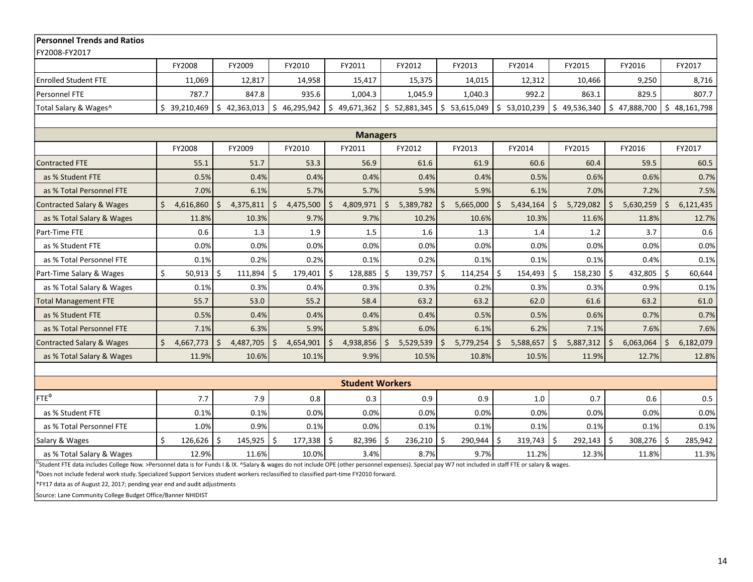**Personnel Trends and Ratios**

FY2008-FY2017

| | FY2008 | FY2009 | FY2010 | FY2011 | FY2012 | FY2013 | FY2014 | FY2015 | FY2016 | FY2017 |
|---|---|---|---|---|---|---|---|---|---|---|
| Enrolled Student FTE | 11,069 | 12,817 | 14,958 | 15,417 | 15,375 | 14,015 | 12,312 | 10,466 | 9,250 | 8,716 |
| Personnel FTE | 787.7 | 847.8 | 935.6 | 1,004.3 | 1,045.9 | 1,040.3 | 992.2 | 863.1 | 829.5 | 807.7 |
| Total Salary & Wages^ | $ 39,210,469 | $ 42,363,013 | $ 46,295,942 | $ 49,671,362 | $ 52,881,345 | $ 53,615,049 | $ 53,010,239 | $ 49,536,340 | $ 47,888,700 | $ 48,161,798 |

**Managers**

| | FY2008 | FY2009 | FY2010 | FY2011 | FY2012 | FY2013 | FY2014 | FY2015 | FY2016 | FY2017 |
|---|---|---|---|---|---|---|---|---|---|---|
| Contracted FTE | 55.1 | 51.7 | 53.3 | 56.9 | 61.6 | 61.9 | 60.6 | 60.4 | 59.5 | 60.5 |
| as % Student FTE | 0.5% | 0.4% | 0.4% | 0.4% | 0.4% | 0.4% | 0.5% | 0.6% | 0.6% | 0.7% |
| as % Total Personnel FTE | 7.0% | 6.1% | 5.7% | 5.7% | 5.9% | 5.9% | 6.1% | 7.0% | 7.2% | 7.5% |
| Contracted Salary & Wages | $ 4,616,860 | $ 4,375,811 | $ 4,475,500 | $ 4,809,971 | $ 5,389,782 | $ 5,665,000 | $ 5,434,164 | $ 5,729,082 | $ 5,630,259 | $ 6,121,435 |
| as % Total Salary & Wages | 11.8% | 10.3% | 9.7% | 9.7% | 10.2% | 10.6% | 10.3% | 11.6% | 11.8% | 12.7% |
| Part-Time FTE | 0.6 | 1.3 | 1.9 | 1.5 | 1.6 | 1.3 | 1.4 | 1.2 | 3.7 | 0.6 |
| as % Student FTE | 0.0% | 0.0% | 0.0% | 0.0% | 0.0% | 0.0% | 0.0% | 0.0% | 0.0% | 0.0% |
| as % Total Personnel FTE | 0.1% | 0.2% | 0.2% | 0.1% | 0.2% | 0.1% | 0.1% | 0.1% | 0.4% | 0.1% |
| Part-Time Salary & Wages | $ 50,913 | $ 111,894 | $ 179,401 | $ 128,885 | $ 139,757 | $ 114,254 | $ 154,493 | $ 158,230 | $ 432,805 | $ 60,644 |
| as % Total Salary & Wages | 0.1% | 0.3% | 0.4% | 0.3% | 0.3% | 0.2% | 0.3% | 0.3% | 0.9% | 0.1% |
| Total Management FTE | 55.7 | 53.0 | 55.2 | 58.4 | 63.2 | 63.2 | 62.0 | 61.6 | 63.2 | 61.0 |
| as % Student FTE | 0.5% | 0.4% | 0.4% | 0.4% | 0.4% | 0.5% | 0.5% | 0.6% | 0.7% | 0.7% |
| as % Total Personnel FTE | 7.1% | 6.3% | 5.9% | 5.8% | 6.0% | 6.1% | 6.2% | 7.1% | 7.6% | 7.6% |
| Contracted Salary & Wages | $ 4,667,773 | $ 4,487,705 | $ 4,654,901 | $ 4,938,856 | $ 5,529,539 | $ 5,779,254 | $ 5,588,657 | $ 5,887,312 | $ 6,063,064 | $ 6,182,079 |
| as % Total Salary & Wages | 11.9% | 10.6% | 10.1% | 9.9% | 10.5% | 10.8% | 10.5% | 11.9% | 12.7% | 12.8% |

**Student Workers**

| | FY2008 | FY2009 | FY2010 | FY2011 | FY2012 | FY2013 | FY2014 | FY2015 | FY2016 | FY2017 |
|---|---|---|---|---|---|---|---|---|---|---|
| FTE$^{\Phi}$ | 7.7 | 7.9 | 0.8 | 0.3 | 0.9 | 0.9 | 1.0 | 0.7 | 0.6 | 0.5 |
| as % Student FTE | 0.1% | 0.1% | 0.0% | 0.0% | 0.0% | 0.0% | 0.0% | 0.0% | 0.0% | 0.0% |
| as % Total Personnel FTE | 1.0% | 0.9% | 0.1% | 0.0% | 0.1% | 0.1% | 0.1% | 0.1% | 0.1% | 0.1% |
| Salary & Wages | $ 126,626 | $ 145,925 | $ 177,338 | $ 82,396 | $ 236,210 | $ 290,944 | $ 319,743 | $ 292,143 | $ 308,276 | $ 285,942 |
| as % Total Salary & Wages | 12.9% | 11.6% | 10.0% | 3.4% | 8.7% | 9.7% | 11.2% | 12.3% | 11.8% | 11.3% |

$^{\Omega}$Student FTE data includes College Now. >Personnel data is for Funds I & IX. ^Salary & wages do not include OPE (other personnel expenses). Special pay W7 not included in staff FTE or salary & wages.

$^{\Phi}$Does not include federal work study. Specialized Support Services student workers reclassified to classified part-time FY2010 forward.

*FY17 data as of August 22, 2017; pending year end and audit adjustments

Source: Lane Community College Budget Office/Banner NHIDIST